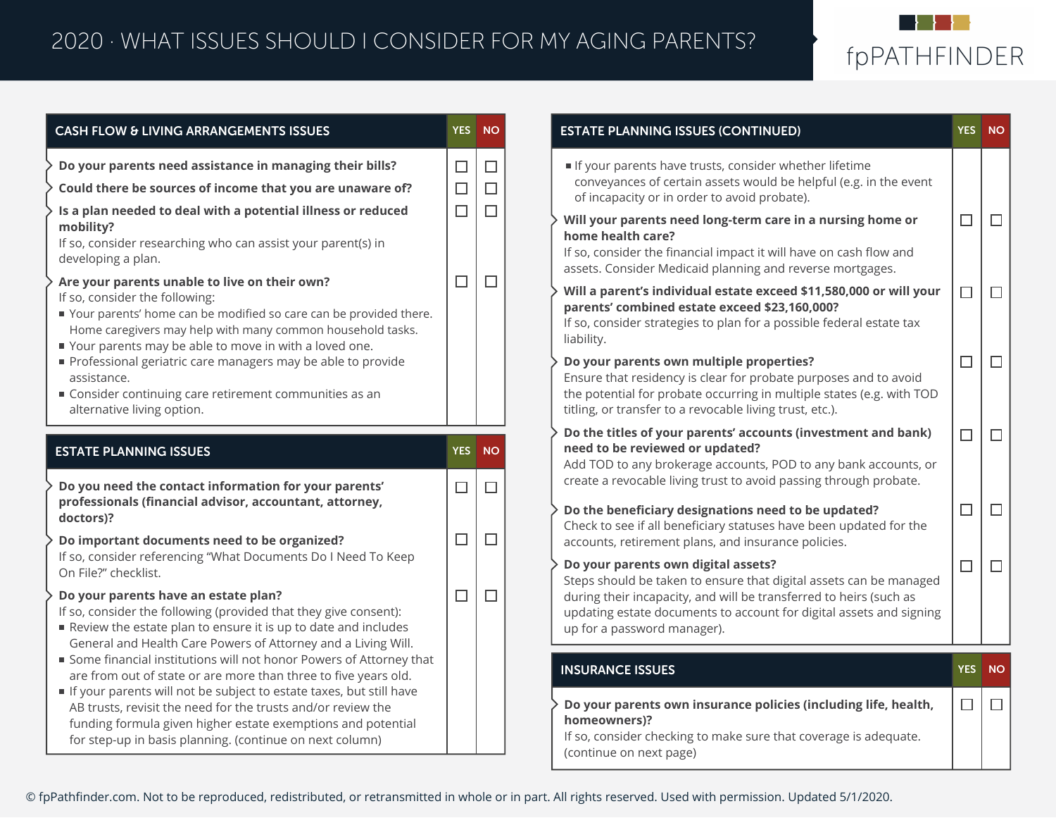# 2020 · WHAT ISSUES SHOULD I CONSIDER FOR MY AGING PARENTS?

fpPATHFINDER

## CASH FLOW & LIVING ARRANGEMENTS ISSUES

| | YES | NO |
|---|---|---|
| **Do your parents need assistance in managing their bills?** | ☐ | ☐ |
| **Could there be sources of income that you are unaware of?** | ☐ | ☐ |
| **Is a plan needed to deal with a potential illness or reduced mobility?** If so, consider researching who can assist your parent(s) in developing a plan. | ☐ | ☐ |
| **Are your parents unable to live on their own?** If so, consider the following: ▪ Your parents' home can be modified so care can be provided there. Home caregivers may help with many common household tasks. ▪ Your parents may be able to move in with a loved one. ▪ Professional geriatric care managers may be able to provide assistance. ▪ Consider continuing care retirement communities as an alternative living option. | ☐ | ☐ |

## ESTATE PLANNING ISSUES

| | YES | NO |
|---|---|---|
| **Do you need the contact information for your parents' professionals (financial advisor, accountant, attorney, doctors)?** | ☐ | ☐ |
| **Do important documents need to be organized?** If so, consider referencing "What Documents Do I Need To Keep On File?" checklist. | ☐ | ☐ |
| **Do your parents have an estate plan?** If so, consider the following (provided that they give consent): ▪ Review the estate plan to ensure it is up to date and includes General and Health Care Powers of Attorney and a Living Will. ▪ Some financial institutions will not honor Powers of Attorney that are from out of state or are more than three to five years old. ▪ If your parents will not be subject to estate taxes, but still have AB trusts, revisit the need for the trusts and/or review the funding formula given higher estate exemptions and potential for step-up in basis planning. (continue on next column) | ☐ | ☐ |

## ESTATE PLANNING ISSUES (CONTINUED)

| | YES | NO |
|---|---|---|
| ▪ If your parents have trusts, consider whether lifetime conveyances of certain assets would be helpful (e.g. in the event of incapacity or in order to avoid probate). | | |
| **Will your parents need long-term care in a nursing home or home health care?** If so, consider the financial impact it will have on cash flow and assets. Consider Medicaid planning and reverse mortgages. | ☐ | ☐ |
| **Will a parent's individual estate exceed $11,580,000 or will your parents' combined estate exceed $23,160,000?** If so, consider strategies to plan for a possible federal estate tax liability. | ☐ | ☐ |
| **Do your parents own multiple properties?** Ensure that residency is clear for probate purposes and to avoid the potential for probate occurring in multiple states (e.g. with TOD titling, or transfer to a revocable living trust, etc.). | ☐ | ☐ |
| **Do the titles of your parents' accounts (investment and bank) need to be reviewed or updated?** Add TOD to any brokerage accounts, POD to any bank accounts, or create a revocable living trust to avoid passing through probate. | ☐ | ☐ |
| **Do the beneficiary designations need to be updated?** Check to see if all beneficiary statuses have been updated for the accounts, retirement plans, and insurance policies. | ☐ | ☐ |
| **Do your parents own digital assets?** Steps should be taken to ensure that digital assets can be managed during their incapacity, and will be transferred to heirs (such as updating estate documents to account for digital assets and signing up for a password manager). | ☐ | ☐ |

## INSURANCE ISSUES

| | YES | NO |
|---|---|---|
| **Do your parents own insurance policies (including life, health, homeowners)?** If so, consider checking to make sure that coverage is adequate. (continue on next page) | ☐ | ☐ |

© fpPathfinder.com. Not to be reproduced, redistributed, or retransmitted in whole or in part. All rights reserved. Used with permission. Updated 5/1/2020.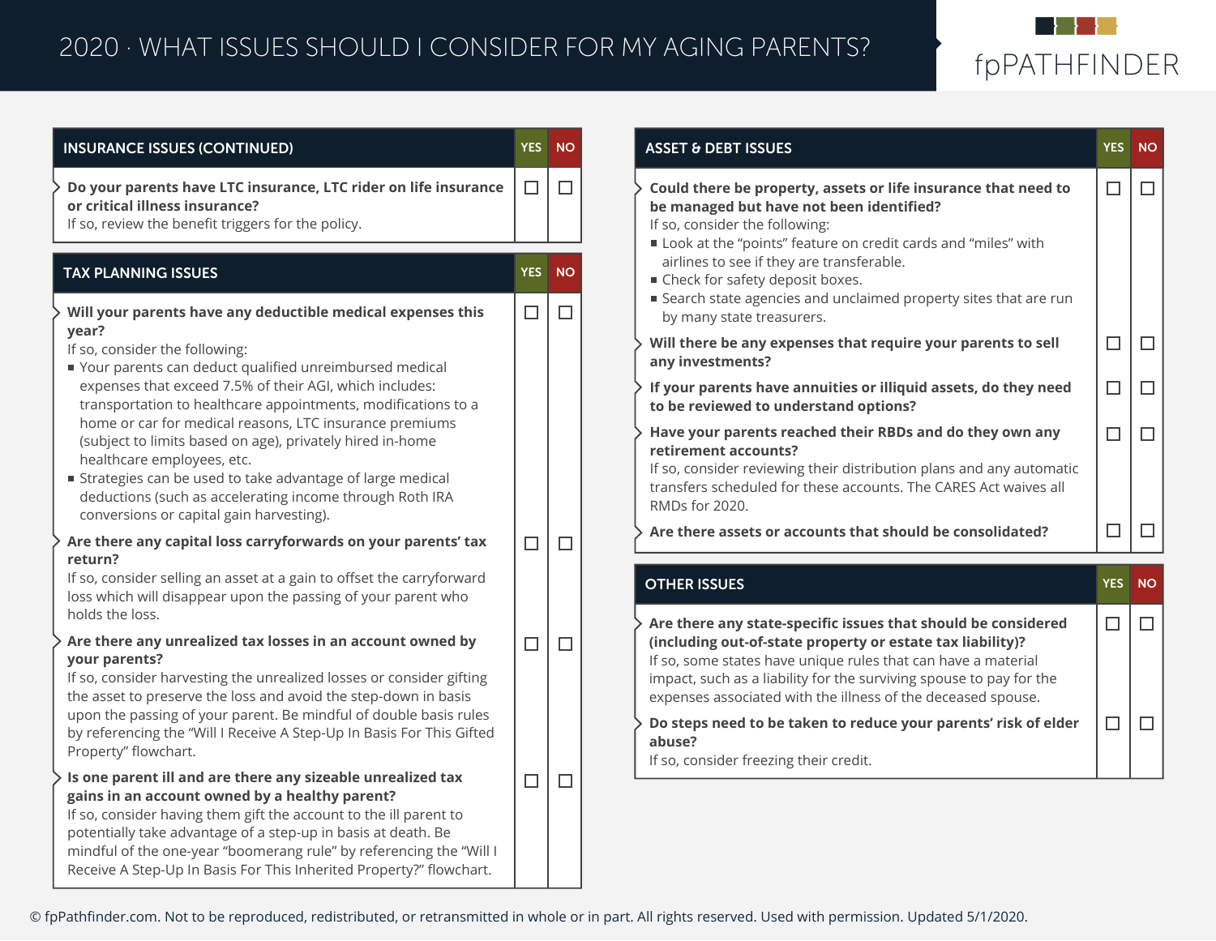# 2020 · WHAT ISSUES SHOULD I CONSIDER FOR MY AGING PARENTS?

fpPATHFINDER

## INSURANCE ISSUES (CONTINUED)

| INSURANCE ISSUES (CONTINUED) | YES | NO |
|---|---|---|
| **Do your parents have LTC insurance, LTC rider on life insurance or critical illness insurance?** If so, review the benefit triggers for the policy. | ☐ | ☐ |

## TAX PLANNING ISSUES

| TAX PLANNING ISSUES | YES | NO |
|---|---|---|
| **Will your parents have any deductible medical expenses this year?** If so, consider the following: ▪ Your parents can deduct qualified unreimbursed medical expenses that exceed 7.5% of their AGI, which includes: transportation to healthcare appointments, modifications to a home or car for medical reasons, LTC insurance premiums (subject to limits based on age), privately hired in-home healthcare employees, etc. ▪ Strategies can be used to take advantage of large medical deductions (such as accelerating income through Roth IRA conversions or capital gain harvesting). | ☐ | ☐ |
| **Are there any capital loss carryforwards on your parents' tax return?** If so, consider selling an asset at a gain to offset the carryforward loss which will disappear upon the passing of your parent who holds the loss. | ☐ | ☐ |
| **Are there any unrealized tax losses in an account owned by your parents?** If so, consider harvesting the unrealized losses or consider gifting the asset to preserve the loss and avoid the step-down in basis upon the passing of your parent. Be mindful of double basis rules by referencing the "Will I Receive A Step-Up In Basis For This Gifted Property" flowchart. | ☐ | ☐ |
| **Is one parent ill and are there any sizeable unrealized tax gains in an account owned by a healthy parent?** If so, consider having them gift the account to the ill parent to potentially take advantage of a step-up in basis at death. Be mindful of the one-year "boomerang rule" by referencing the "Will I Receive A Step-Up In Basis For This Inherited Property?" flowchart. | ☐ | ☐ |

## ASSET & DEBT ISSUES

| ASSET & DEBT ISSUES | YES | NO |
|---|---|---|
| **Could there be property, assets or life insurance that need to be managed but have not been identified?** If so, consider the following: ▪ Look at the "points" feature on credit cards and "miles" with airlines to see if they are transferable. ▪ Check for safety deposit boxes. ▪ Search state agencies and unclaimed property sites that are run by many state treasurers. | ☐ | ☐ |
| **Will there be any expenses that require your parents to sell any investments?** | ☐ | ☐ |
| **If your parents have annuities or illiquid assets, do they need to be reviewed to understand options?** | ☐ | ☐ |
| **Have your parents reached their RBDs and do they own any retirement accounts?** If so, consider reviewing their distribution plans and any automatic transfers scheduled for these accounts. The CARES Act waives all RMDs for 2020. | ☐ | ☐ |
| **Are there assets or accounts that should be consolidated?** | ☐ | ☐ |

## OTHER ISSUES

| OTHER ISSUES | YES | NO |
|---|---|---|
| **Are there any state-specific issues that should be considered (including out-of-state property or estate tax liability)?** If so, some states have unique rules that can have a material impact, such as a liability for the surviving spouse to pay for the expenses associated with the illness of the deceased spouse. | ☐ | ☐ |
| **Do steps need to be taken to reduce your parents' risk of elder abuse?** If so, consider freezing their credit. | ☐ | ☐ |

© fpPathfinder.com. Not to be reproduced, redistributed, or retransmitted in whole or in part. All rights reserved. Used with permission. Updated 5/1/2020.